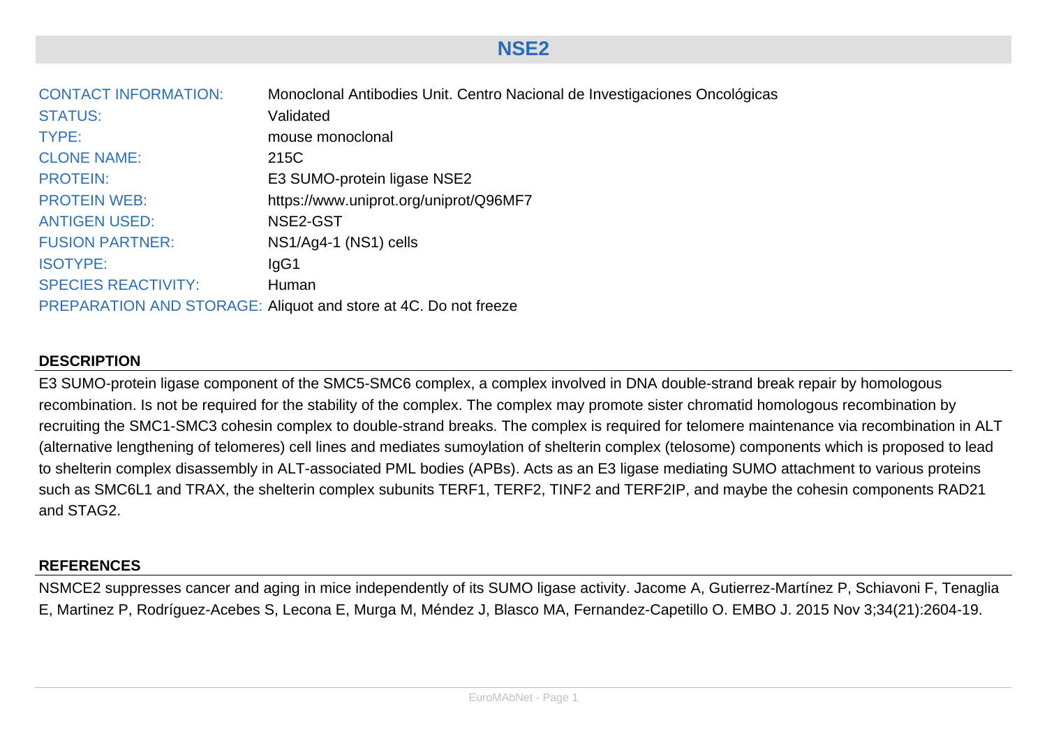# NSE2

| | |
|---|---|
| CONTACT INFORMATION: | Monoclonal Antibodies Unit. Centro Nacional de Investigaciones Oncológicas |
| STATUS: | Validated |
| TYPE: | mouse monoclonal |
| CLONE NAME: | 215C |
| PROTEIN: | E3 SUMO-protein ligase NSE2 |
| PROTEIN WEB: | https://www.uniprot.org/uniprot/Q96MF7 |
| ANTIGEN USED: | NSE2-GST |
| FUSION PARTNER: | NS1/Ag4-1 (NS1) cells |
| ISOTYPE: | IgG1 |
| SPECIES REACTIVITY: | Human |
| PREPARATION AND STORAGE: | Aliquot and store at 4C. Do not freeze |

## DESCRIPTION

E3 SUMO-protein ligase component of the SMC5-SMC6 complex, a complex involved in DNA double-strand break repair by homologous recombination. Is not be required for the stability of the complex. The complex may promote sister chromatid homologous recombination by recruiting the SMC1-SMC3 cohesin complex to double-strand breaks. The complex is required for telomere maintenance via recombination in ALT (alternative lengthening of telomeres) cell lines and mediates sumoylation of shelterin complex (telosome) components which is proposed to lead to shelterin complex disassembly in ALT-associated PML bodies (APBs). Acts as an E3 ligase mediating SUMO attachment to various proteins such as SMC6L1 and TRAX, the shelterin complex subunits TERF1, TERF2, TINF2 and TERF2IP, and maybe the cohesin components RAD21 and STAG2.

## REFERENCES

NSMCE2 suppresses cancer and aging in mice independently of its SUMO ligase activity. Jacome A, Gutierrez-Martínez P, Schiavoni F, Tenaglia E, Martinez P, Rodríguez-Acebes S, Lecona E, Murga M, Méndez J, Blasco MA, Fernandez-Capetillo O. EMBO J. 2015 Nov 3;34(21):2604-19.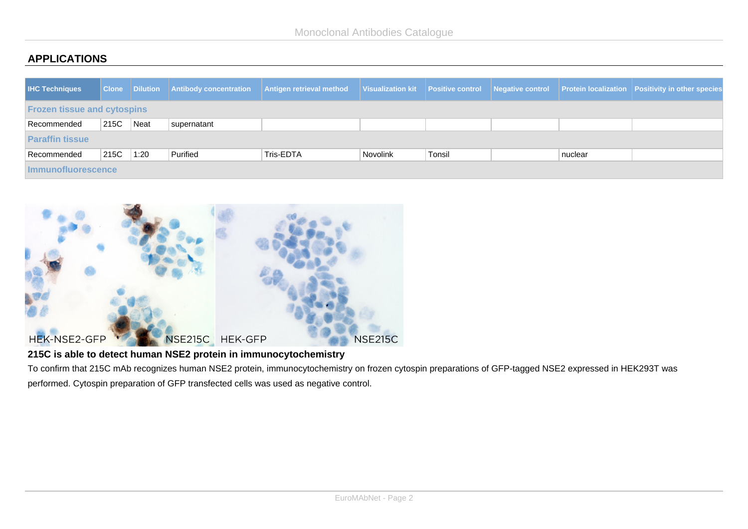## APPLICATIONS

| IHC Techniques | Clone | Dilution | Antibody concentration | Antigen retrieval method | Visualization kit | Positive control | Negative control | Protein localization | Positivity in other species |
|---|---|---|---|---|---|---|---|---|---|
| **Frozen tissue and cytospins** | | | | | | | | | |
| Recommended | 215C | Neat | supernatant | | | | | | |
| **Paraffin tissue** | | | | | | | | | |
| Recommended | 215C | 1:20 | Purified | Tris-EDTA | Novolink | Tonsil | | nuclear | |
| **Immunofluorescence** | | | | | | | | | |

**215C is able to detect human NSE2 protein in immunocytochemistry**

To confirm that 215C mAb recognizes human NSE2 protein, immunocytochemistry on frozen cytospin preparations of GFP-tagged NSE2 expressed in HEK293T was performed. Cytospin preparation of GFP transfected cells was used as negative control.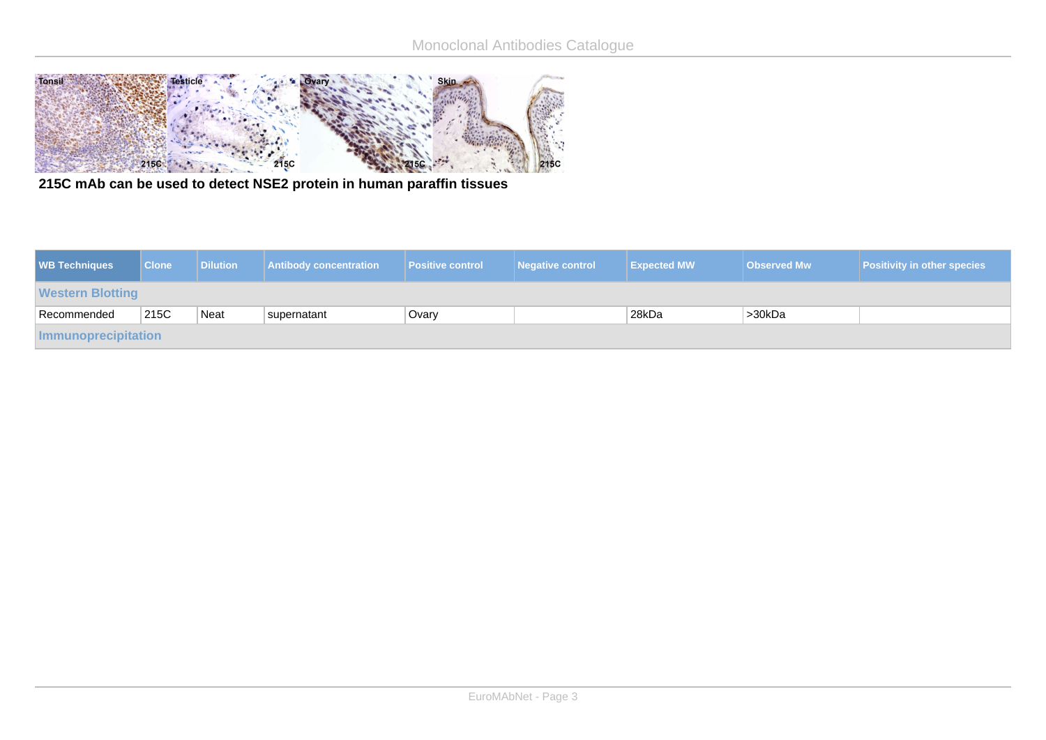215C mAb can be used to detect NSE2 protein in human paraffin tissues

| WB Techniques | Clone | Dilution | Antibody concentration | Positive control | Negative control | Expected MW | Observed Mw | Positivity in other species |
|---|---|---|---|---|---|---|---|---|
| **Western Blotting** | | | | | | | | |
| Recommended | 215C | Neat | supernatant | Ovary | | 28kDa | >30kDa | |
| **Immunoprecipitation** | | | | | | | | |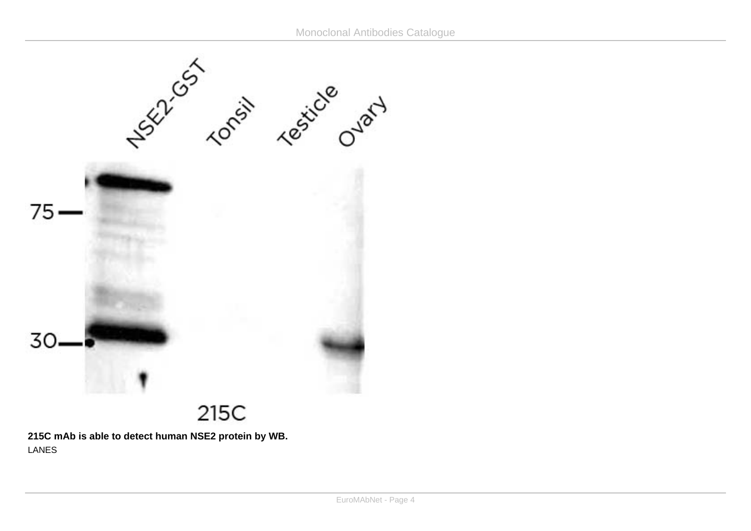NSE2-GST Tonsil Testicle Ovary

75 —

30 —

215C

**215C mAb is able to detect human NSE2 protein by WB.**

LANES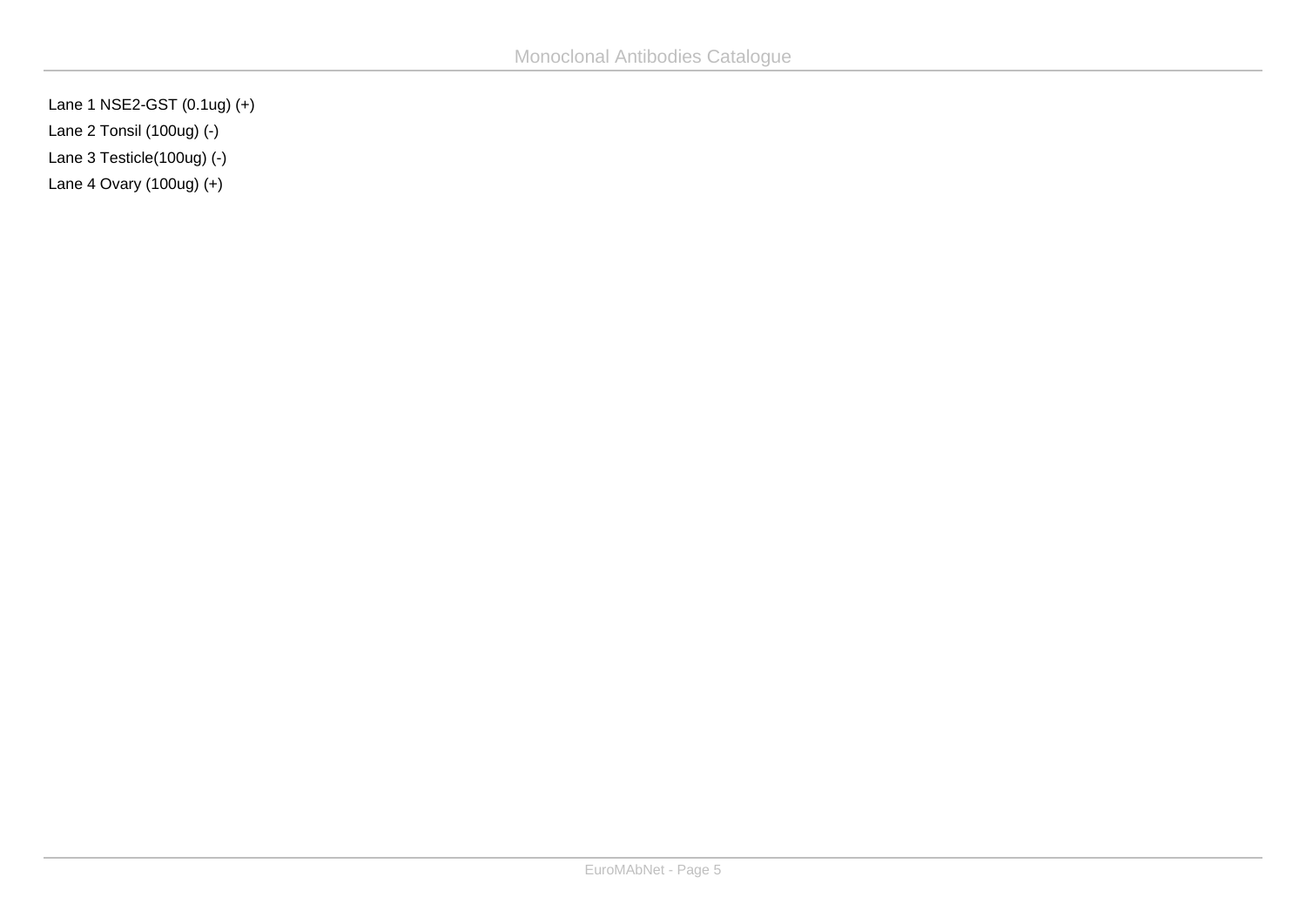Lane 1 NSE2-GST (0.1ug) (+)

Lane 2 Tonsil (100ug) (-)

Lane 3 Testicle(100ug) (-)

Lane 4 Ovary (100ug) (+)